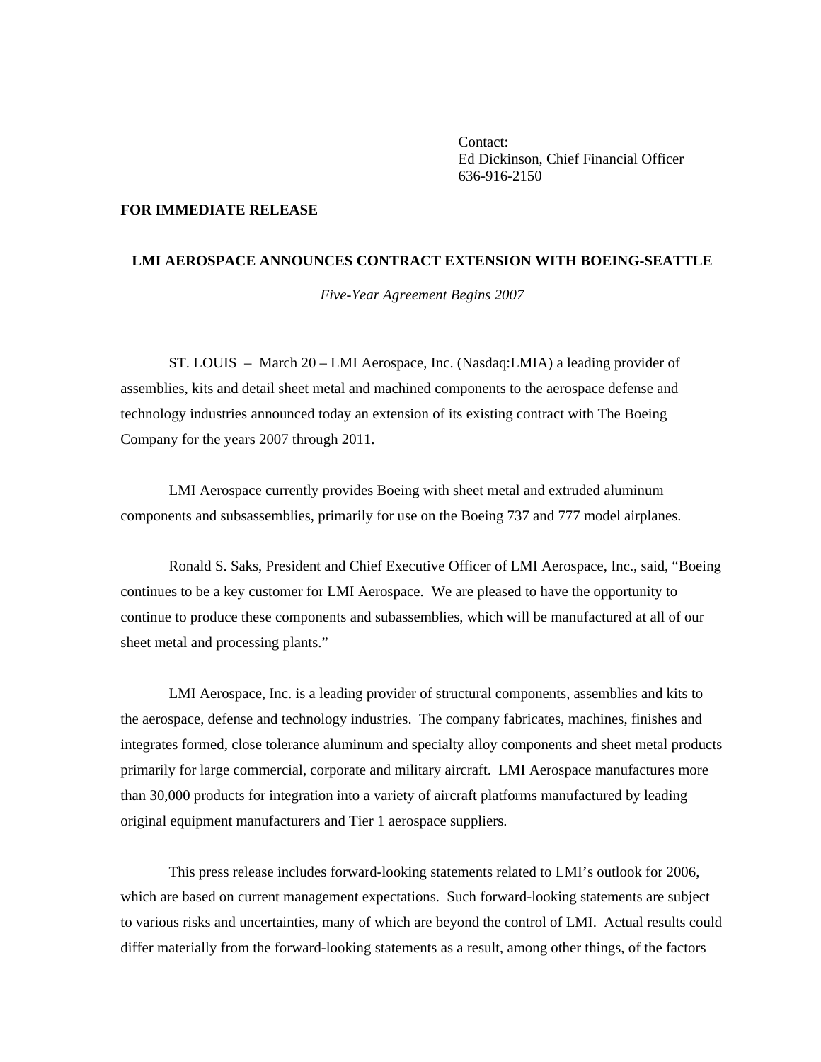Contact:
Ed Dickinson, Chief Financial Officer
636-916-2150

**FOR IMMEDIATE RELEASE**

# LMI AEROSPACE ANNOUNCES CONTRACT EXTENSION WITH BOEING-SEATTLE

*Five-Year Agreement Begins 2007*

ST. LOUIS – March 20 – LMI Aerospace, Inc. (Nasdaq:LMIA) a leading provider of assemblies, kits and detail sheet metal and machined components to the aerospace defense and technology industries announced today an extension of its existing contract with The Boeing Company for the years 2007 through 2011.

LMI Aerospace currently provides Boeing with sheet metal and extruded aluminum components and subsassemblies, primarily for use on the Boeing 737 and 777 model airplanes.

Ronald S. Saks, President and Chief Executive Officer of LMI Aerospace, Inc., said, "Boeing continues to be a key customer for LMI Aerospace. We are pleased to have the opportunity to continue to produce these components and subassemblies, which will be manufactured at all of our sheet metal and processing plants."

LMI Aerospace, Inc. is a leading provider of structural components, assemblies and kits to the aerospace, defense and technology industries. The company fabricates, machines, finishes and integrates formed, close tolerance aluminum and specialty alloy components and sheet metal products primarily for large commercial, corporate and military aircraft. LMI Aerospace manufactures more than 30,000 products for integration into a variety of aircraft platforms manufactured by leading original equipment manufacturers and Tier 1 aerospace suppliers.

This press release includes forward-looking statements related to LMI's outlook for 2006, which are based on current management expectations. Such forward-looking statements are subject to various risks and uncertainties, many of which are beyond the control of LMI. Actual results could differ materially from the forward-looking statements as a result, among other things, of the factors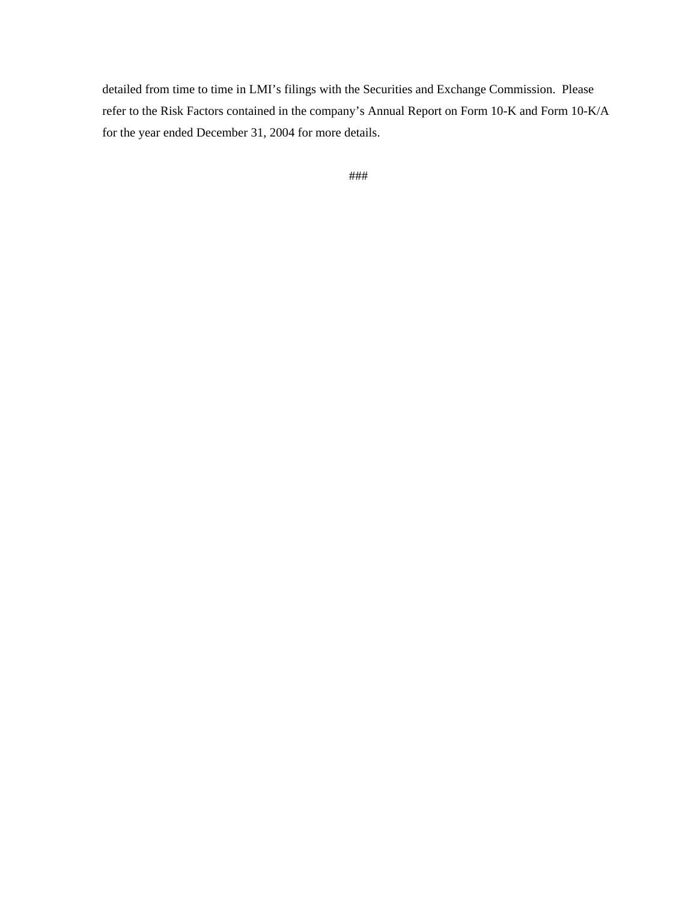detailed from time to time in LMI's filings with the Securities and Exchange Commission. Please refer to the Risk Factors contained in the company's Annual Report on Form 10-K and Form 10-K/A for the year ended December 31, 2004 for more details.

###